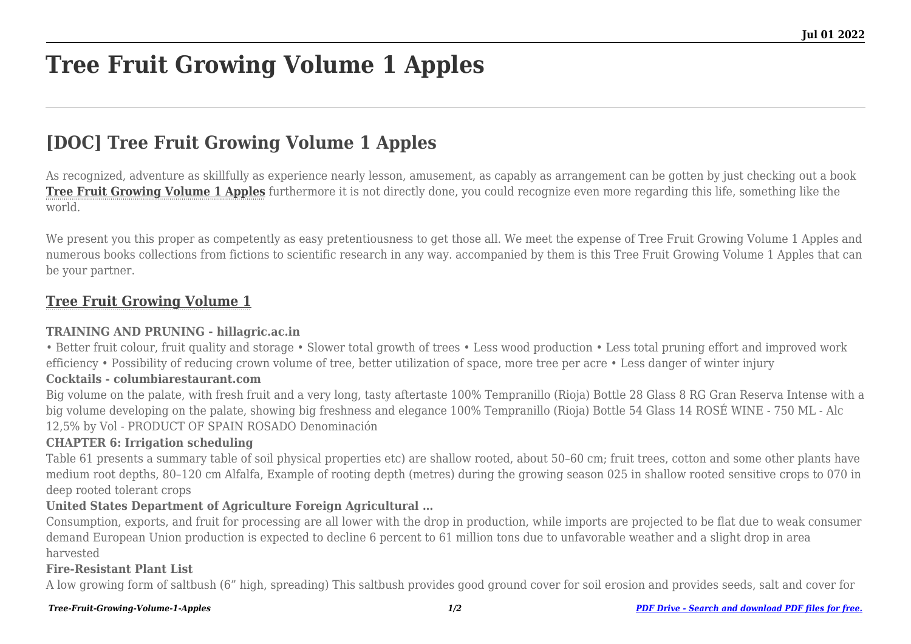# Tree Fruit Growing Volume 1 Apples

## [DOC] Tree Fruit Growing Volume 1 Apples

As recognized, adventure as skillfully as experience nearly lesson, amusement, as capably as arrangement can be gotten by just checking out a book **Tree Fruit Growing Volume 1 Apples** furthermore it is not directly done, you could recognize even more regarding this life, something like the world.

We present you this proper as competently as easy pretentiousness to get those all. We meet the expense of Tree Fruit Growing Volume 1 Apples and numerous books collections from fictions to scientific research in any way. accompanied by them is this Tree Fruit Growing Volume 1 Apples that can be your partner.

### Tree Fruit Growing Volume 1

**TRAINING AND PRUNING - hillagric.ac.in**

• Better fruit colour, fruit quality and storage • Slower total growth of trees • Less wood production • Less total pruning effort and improved work efficiency • Possibility of reducing crown volume of tree, better utilization of space, more tree per acre • Less danger of winter injury

**Cocktails - columbiarestaurant.com**

Big volume on the palate, with fresh fruit and a very long, tasty aftertaste 100% Tempranillo (Rioja) Bottle 28 Glass 8 RG Gran Reserva Intense with a big volume developing on the palate, showing big freshness and elegance 100% Tempranillo (Rioja) Bottle 54 Glass 14 ROSÉ WINE - 750 ML - Alc 12,5% by Vol - PRODUCT OF SPAIN ROSADO Denominación

**CHAPTER 6: Irrigation scheduling**

Table 61 presents a summary table of soil physical properties etc) are shallow rooted, about 50–60 cm; fruit trees, cotton and some other plants have medium root depths, 80–120 cm Alfalfa, Example of rooting depth (metres) during the growing season 025 in shallow rooted sensitive crops to 070 in deep rooted tolerant crops

**United States Department of Agriculture Foreign Agricultural …**

Consumption, exports, and fruit for processing are all lower with the drop in production, while imports are projected to be flat due to weak consumer demand European Union production is expected to decline 6 percent to 61 million tons due to unfavorable weather and a slight drop in area harvested

**Fire-Resistant Plant List**

A low growing form of saltbush (6" high, spreading) This saltbush provides good ground cover for soil erosion and provides seeds, salt and cover for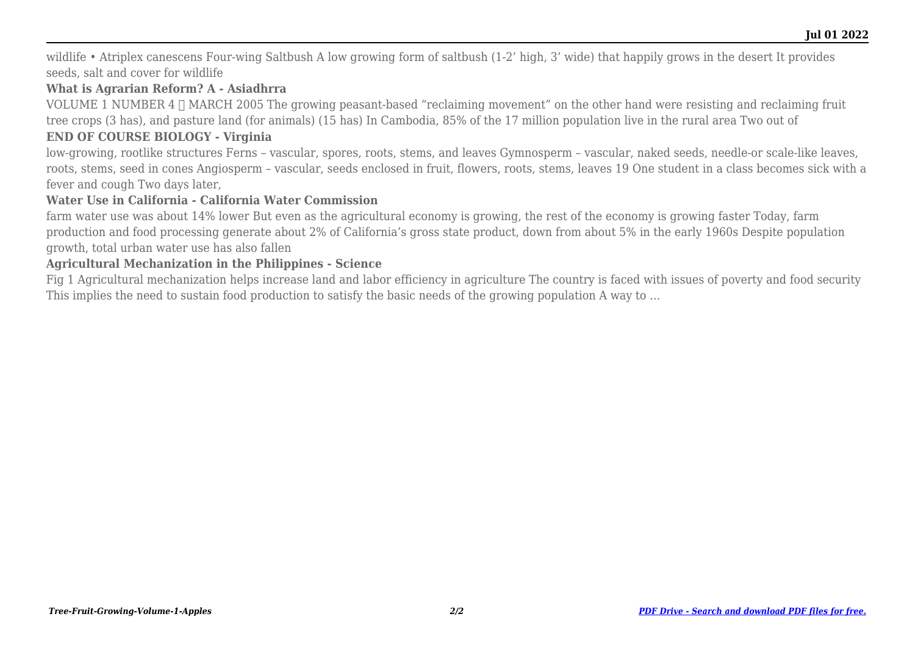wildlife • Atriplex canescens Four-wing Saltbush A low growing form of saltbush (1-2' high, 3' wide) that happily grows in the desert It provides seeds, salt and cover for wildlife

**What is Agrarian Reform? A - Asiadhrra**

VOLUME 1 NUMBER 4  MARCH 2005 The growing peasant-based "reclaiming movement" on the other hand were resisting and reclaiming fruit tree crops (3 has), and pasture land (for animals) (15 has) In Cambodia, 85% of the 17 million population live in the rural area Two out of

**END OF COURSE BIOLOGY - Virginia**

low-growing, rootlike structures Ferns – vascular, spores, roots, stems, and leaves Gymnosperm – vascular, naked seeds, needle-or scale-like leaves, roots, stems, seed in cones Angiosperm – vascular, seeds enclosed in fruit, flowers, roots, stems, leaves 19 One student in a class becomes sick with a fever and cough Two days later,

**Water Use in California - California Water Commission**

farm water use was about 14% lower But even as the agricultural economy is growing, the rest of the economy is growing faster Today, farm production and food processing generate about 2% of California's gross state product, down from about 5% in the early 1960s Despite population growth, total urban water use has also fallen

**Agricultural Mechanization in the Philippines - Science**

Fig 1 Agricultural mechanization helps increase land and labor efficiency in agriculture The country is faced with issues of poverty and food security This implies the need to sustain food production to satisfy the basic needs of the growing population A way to …